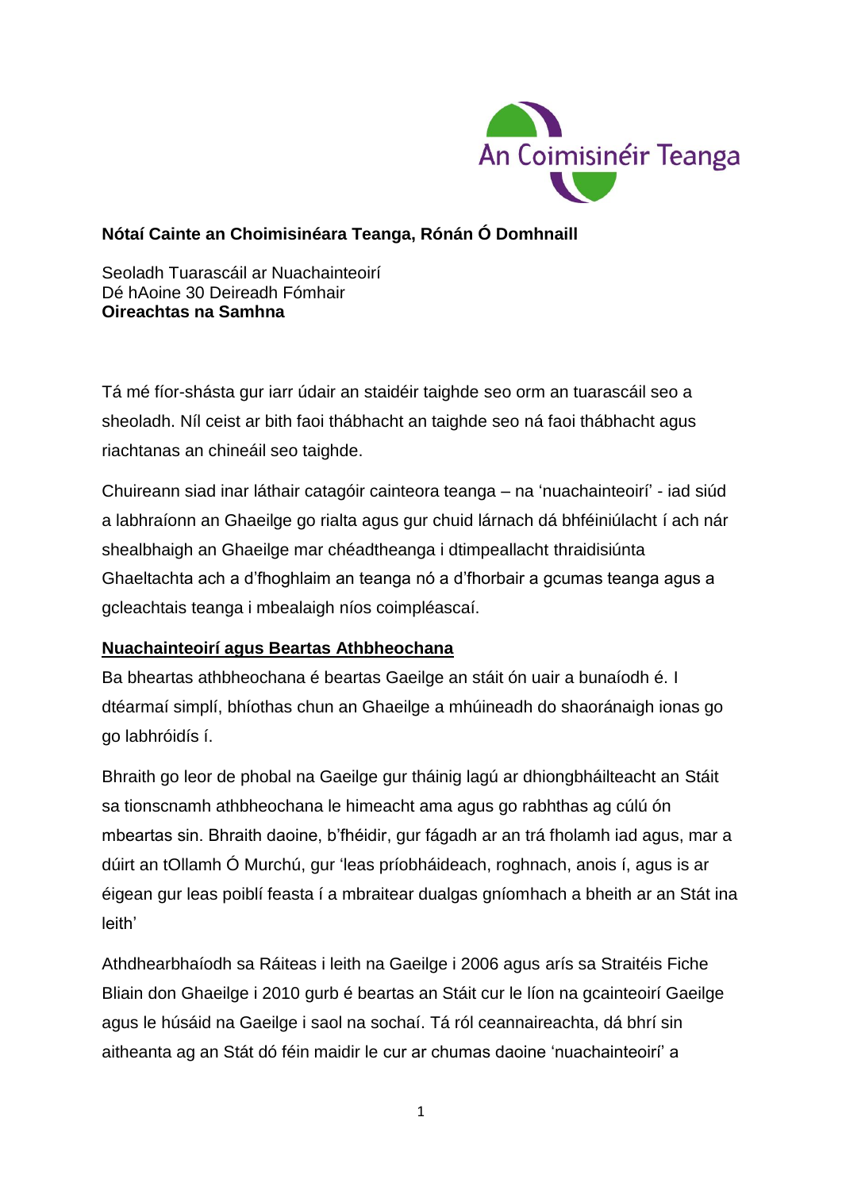An Coimisinéir Teanga

**Nótaí Cainte an Choimisinéara Teanga, Rónán Ó Domhnaill**

Seoladh Tuarascáil ar Nuachainteoirí
Dé hAoine 30 Deireadh Fómhair
**Oireachtas na Samhna**

Tá mé fíor-shásta gur iarr údair an staidéir taighde seo orm an tuarascáil seo a sheoladh. Níl ceist ar bith faoi thábhacht an taighde seo ná faoi thábhacht agus riachtanas an chineáil seo taighde.

Chuireann siad inar láthair catagóir cainteora teanga – na 'nuachainteoirí' - iad siúd a labhraíonn an Ghaeilge go rialta agus gur chuid lárnach dá bhféiniúlacht í ach nár shealbhaigh an Ghaeilge mar chéadtheanga i dtimpeallacht thraidisiúnta Ghaeltachta ach a d'fhoghlaim an teanga nó a d'fhorbair a gcumas teanga agus a gcleachtais teanga i mbealaigh níos coimpléascaí.

## Nuachainteoirí agus Beartas Athbheochana

Ba bheartas athbheochana é beartas Gaeilge an stáit ón uair a bunaíodh é. I dtéarmaí simplí, bhíothas chun an Ghaeilge a mhúineadh do shaoránaigh ionas go go labhróidís í.

Bhraith go leor de phobal na Gaeilge gur tháinig lagú ar dhiongbháilteacht an Stáit sa tionscnamh athbheochana le himeacht ama agus go rabhthas ag cúlú ón mbeartas sin. Bhraith daoine, b'fhéidir, gur fágadh ar an trá fholamh iad agus, mar a dúirt an tOllamh Ó Murchú, gur 'leas príobháideach, roghnach, anois í, agus is ar éigean gur leas poiblí feasta í a mbraitear dualgas gníomhach a bheith ar an Stát ina leith'

Athdhearbhaíodh sa Ráiteas i leith na Gaeilge i 2006 agus arís sa Straitéis Fiche Bliain don Ghaeilge i 2010 gurb é beartas an Stáit cur le líon na gcainteoirí Gaeilge agus le húsáid na Gaeilge i saol na sochaí. Tá ról ceannaireachta, dá bhrí sin aitheanta ag an Stát dó féin maidir le cur ar chumas daoine 'nuachainteoirí' a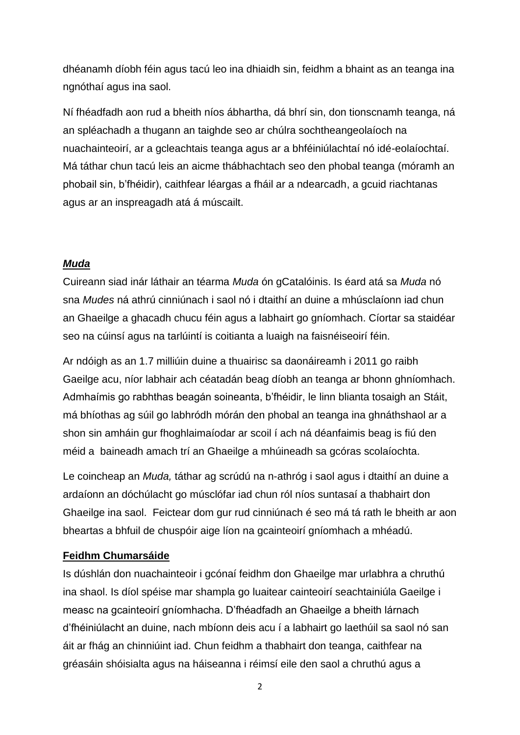dhéanamh díobh féin agus tacú leo ina dhiaidh sin, feidhm a bhaint as an teanga ina ngnóthaí agus ina saol.

Ní fhéadfadh aon rud a bheith níos ábhartha, dá bhrí sin, don tionscnamh teanga, ná an spléachadh a thugann an taighde seo ar chúlra sochtheangeolaíoch na nuachainteoirí, ar a gcleachtais teanga agus ar a bhféiniúlachtaí nó idé-eolaíochtaí. Má táthar chun tacú leis an aicme thábhachtach seo den phobal teanga (móramh an phobail sin, b'fhéidir), caithfear léargas a fháil ar a ndearcadh, a gcuid riachtanas agus ar an inspreagadh atá á múscailt.

## ***Muda***

Cuireann siad inár láthair an téarma *Muda* ón gCatalóinis. Is éard atá sa *Muda* nó sna *Mudes* ná athrú cinniúnach i saol nó i dtaithí an duine a mhúsclaíonn iad chun an Ghaeilge a ghacadh chucu féin agus a labhairt go gníomhach. Cíortar sa staidéar seo na cúinsí agus na tarlúintí is coitianta a luaigh na faisnéiseoirí féin.

Ar ndóigh as an 1.7 milliúin duine a thuairisc sa daonáireamh i 2011 go raibh Gaeilge acu, níor labhair ach céatadán beag díobh an teanga ar bhonn ghníomhach. Admhaímis go rabhthas beagán soineanta, b'fhéidir, le linn blianta tosaigh an Stáit, má bhíothas ag súil go labhródh mórán den phobal an teanga ina ghnáthshaol ar a shon sin amháin gur fhoghlaimaíodar ar scoil í ach ná déanfaimis beag is fiú den méid a baineadh amach trí an Ghaeilge a mhúineadh sa gcóras scolaíochta.

Le coincheap an *Muda,* táthar ag scrúdú na n-athróg i saol agus i dtaithí an duine a ardaíonn an dóchúlacht go músclófar iad chun ról níos suntasaí a thabhairt don Ghaeilge ina saol. Feictear dom gur rud cinniúnach é seo má tá rath le bheith ar aon bheartas a bhfuil de chuspóir aige líon na gcainteoirí gníomhach a mhéadú.

## **Feidhm Chumarsáide**

Is dúshlán don nuachainteoir i gcónaí feidhm don Ghaeilge mar urlabhra a chruthú ina shaol. Is díol spéise mar shampla go luaitear cainteoirí seachtainiúla Gaeilge i measc na gcainteoirí gníomhacha. D'fhéadfadh an Ghaeilge a bheith lárnach d'fhéiniúlacht an duine, nach mbíonn deis acu í a labhairt go laethúil sa saol nó san áit ar fhág an chinniúint iad. Chun feidhm a thabhairt don teanga, caithfear na gréasáin shóisialta agus na háiseanna i réimsí eile den saol a chruthú agus a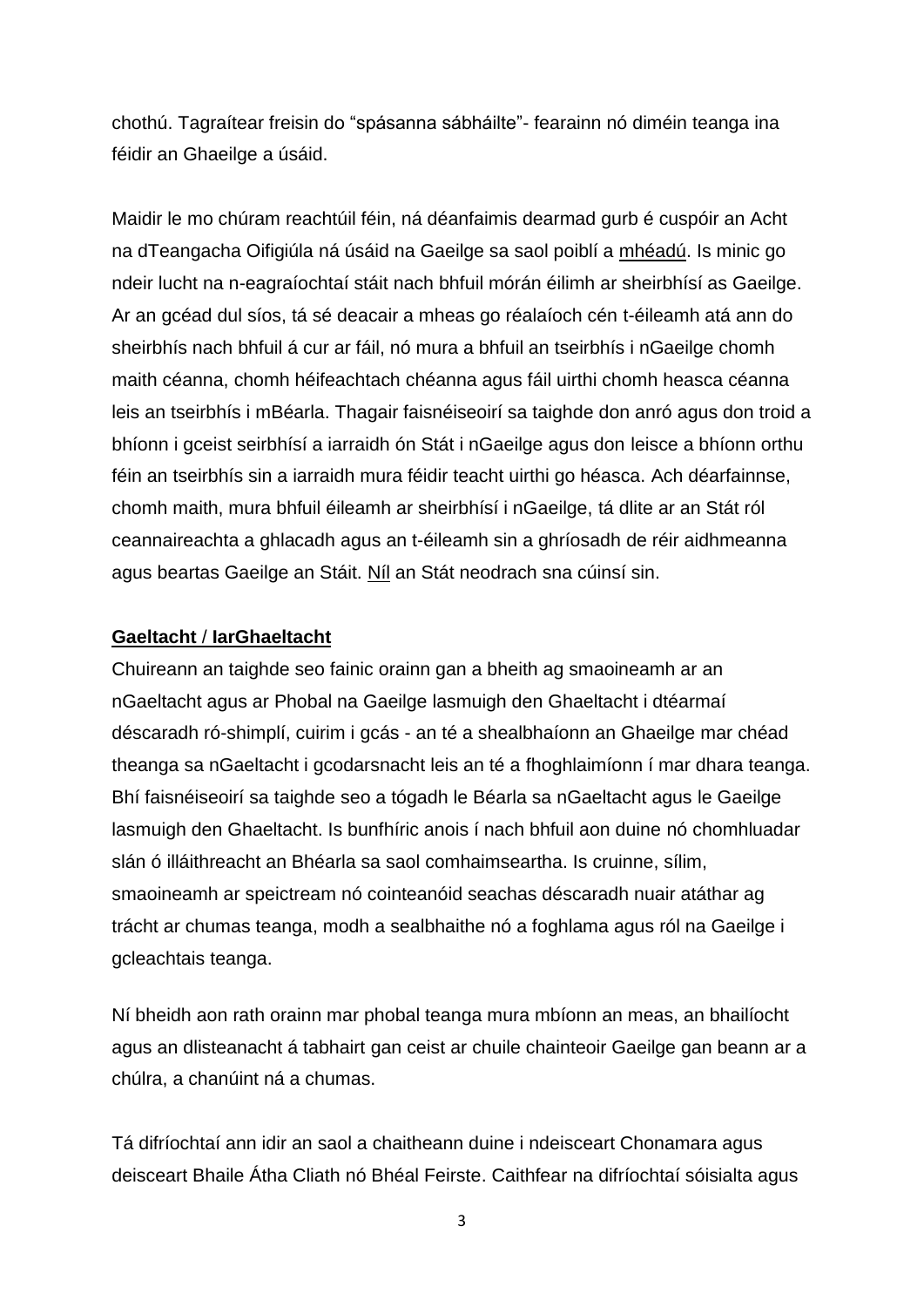chothú. Tagraítear freisin do "spásanna sábháilte"- fearainn nó diméin teanga ina féidir an Ghaeilge a úsáid.

Maidir le mo chúram reachtúil féin, ná déanfaimis dearmad gurb é cuspóir an Acht na dTeangacha Oifigiúla ná úsáid na Gaeilge sa saol poiblí a <u>mhéadú</u>. Is minic go ndeir lucht na n-eagraíochtaí stáit nach bhfuil mórán éilimh ar sheirbhísí as Gaeilge. Ar an gcéad dul síos, tá sé deacair a mheas go réalaíoch cén t-éileamh atá ann do sheirbhís nach bhfuil á cur ar fáil, nó mura a bhfuil an tseirbhís i nGaeilge chomh maith céanna, chomh héifeachtach chéanna agus fáil uirthi chomh heasca céanna leis an tseirbhís i mBéarla. Thagair faisnéiseoirí sa taighde don anró agus don troid a bhíonn i gceist seirbhísí a iarraidh ón Stát i nGaeilge agus don leisce a bhíonn orthu féin an tseirbhís sin a iarraidh mura féidir teacht uirthi go héasca. Ach déarfainnse, chomh maith, mura bhfuil éileamh ar sheirbhísí i nGaeilge, tá dlite ar an Stát ról ceannaireachta a ghlacadh agus an t-éileamh sin a ghríosadh de réir aidhmeanna agus beartas Gaeilge an Stáit. <u>Níl</u> an Stát neodrach sna cúinsí sin.

**<u>Gaeltacht / IarGhaeltacht</u>**

Chuireann an taighde seo fainic orainn gan a bheith ag smaoineamh ar an nGaeltacht agus ar Phobal na Gaeilge lasmuigh den Ghaeltacht i dtéarmaí déscaradh ró-shimplí, cuirim i gcás - an té a shealbhaíonn an Ghaeilge mar chéad theanga sa nGaeltacht i gcodarsnacht leis an té a fhoghlaimíonn í mar dhara teanga. Bhí faisnéiseoirí sa taighde seo a tógadh le Béarla sa nGaeltacht agus le Gaeilge lasmuigh den Ghaeltacht. Is bunfhíric anois í nach bhfuil aon duine nó chomhluadar slán ó illáithreacht an Bhéarla sa saol comhaimseartha. Is cruinne, sílim, smaoineamh ar speictream nó cointeanóid seachas déscaradh nuair atáthar ag trácht ar chumas teanga, modh a sealbhaithe nó a foghlama agus ról na Gaeilge i gcleachtais teanga.

Ní bheidh aon rath orainn mar phobal teanga mura mbíonn an meas, an bhailíocht agus an dlisteanacht á tabhairt gan ceist ar chuile chainteoir Gaeilge gan beann ar a chúlra, a chanúint ná a chumas.

Tá difríochtaí ann idir an saol a chaitheann duine i ndeisceart Chonamara agus deisceart Bhaile Átha Cliath nó Bhéal Feirste. Caithfear na difríochtaí sóisialta agus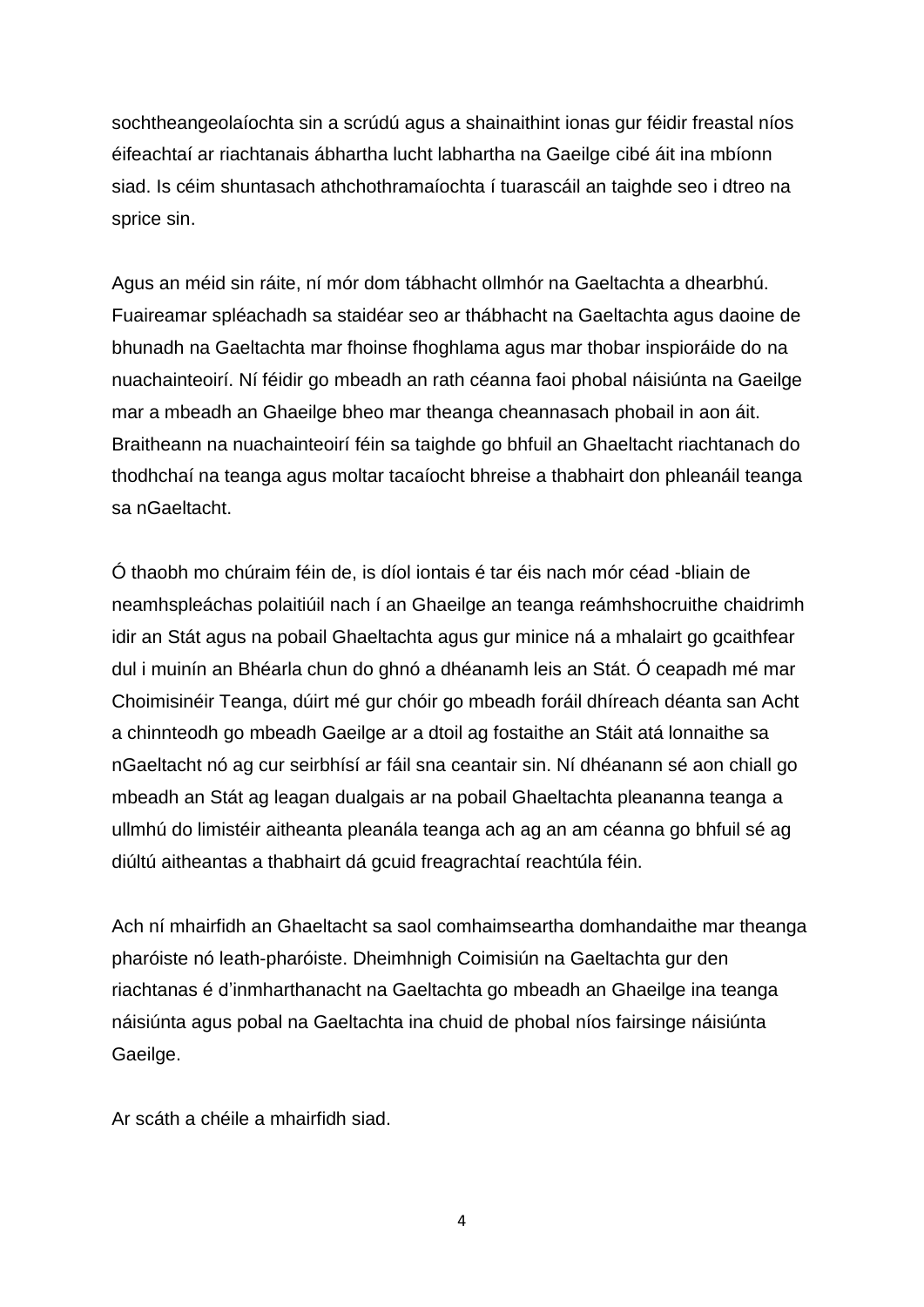sochtheangeolaíochta sin a scrúdú agus a shainaithint ionas gur féidir freastal níos éifeachtaí ar riachtanais ábhartha lucht labhartha na Gaeilge cibé áit ina mbíonn siad. Is céim shuntasach athchothramaíochta í tuarascáil an taighde seo i dtreo na sprice sin.

Agus an méid sin ráite, ní mór dom tábhacht ollmhór na Gaeltachta a dhearbhú. Fuaireamar spléachadh sa staidéar seo ar thábhacht na Gaeltachta agus daoine de bhunadh na Gaeltachta mar fhoinse fhoghlama agus mar thobar inspioráide do na nuachainteoirí. Ní féidir go mbeadh an rath céanna faoi phobal náisiúnta na Gaeilge mar a mbeadh an Ghaeilge bheo mar theanga cheannasach phobail in aon áit. Braitheann na nuachainteoirí féin sa taighde go bhfuil an Ghaeltacht riachtanach do thodhchaí na teanga agus moltar tacaíocht bhreise a thabhairt don phleanáil teanga sa nGaeltacht.

Ó thaobh mo chúraim féin de, is díol iontais é tar éis nach mór céad -bliain de neamhspleáchas polaitiúil nach í an Ghaeilge an teanga reámhshocruithe chaidrimh idir an Stát agus na pobail Ghaeltachta agus gur minice ná a mhalairt go gcaithfear dul i muinín an Bhéarla chun do ghnó a dhéanamh leis an Stát. Ó ceapadh mé mar Choimisinéir Teanga, dúirt mé gur chóir go mbeadh foráil dhíreach déanta san Acht a chinnteodh go mbeadh Gaeilge ar a dtoil ag fostaithe an Stáit atá lonnaithe sa nGaeltacht nó ag cur seirbhísí ar fáil sna ceantair sin. Ní dhéanann sé aon chiall go mbeadh an Stát ag leagan dualgais ar na pobail Ghaeltachta pleananna teanga a ullmhú do limistéir aitheanta pleanála teanga ach ag an am céanna go bhfuil sé ag diúltú aitheantas a thabhairt dá gcuid freagrachtaí reachtúla féin.

Ach ní mhairfidh an Ghaeltacht sa saol comhaimseartha domhandaithe mar theanga pharóiste nó leath-pharóiste. Dheimhnigh Coimisiún na Gaeltachta gur den riachtanas é d'inmharthanacht na Gaeltachta go mbeadh an Ghaeilge ina teanga náisiúnta agus pobal na Gaeltachta ina chuid de phobal níos fairsinge náisiúnta Gaeilge.

Ar scáth a chéile a mhairfidh siad.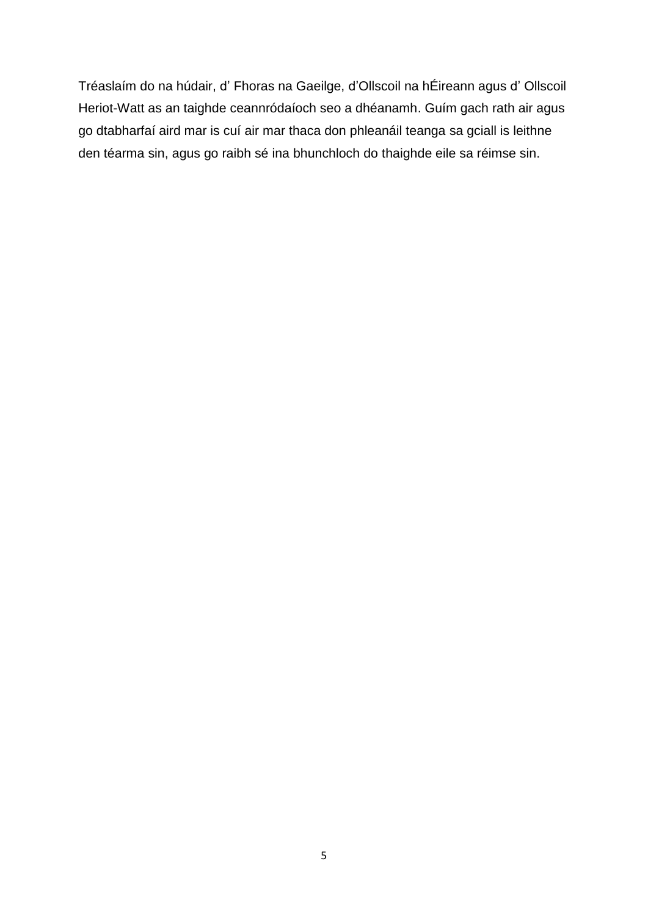Tréaslaím do na húdair, d’ Fhoras na Gaeilge, d’Ollscoil na hÉireann agus d’ Ollscoil Heriot-Watt as an taighde ceannródaíoch seo a dhéanamh. Guím gach rath air agus go dtabharfaí aird mar is cuí air mar thaca don phleanáil teanga sa gciall is leithne den téarma sin, agus go raibh sé ina bhunchloch do thaighde eile sa réimse sin.